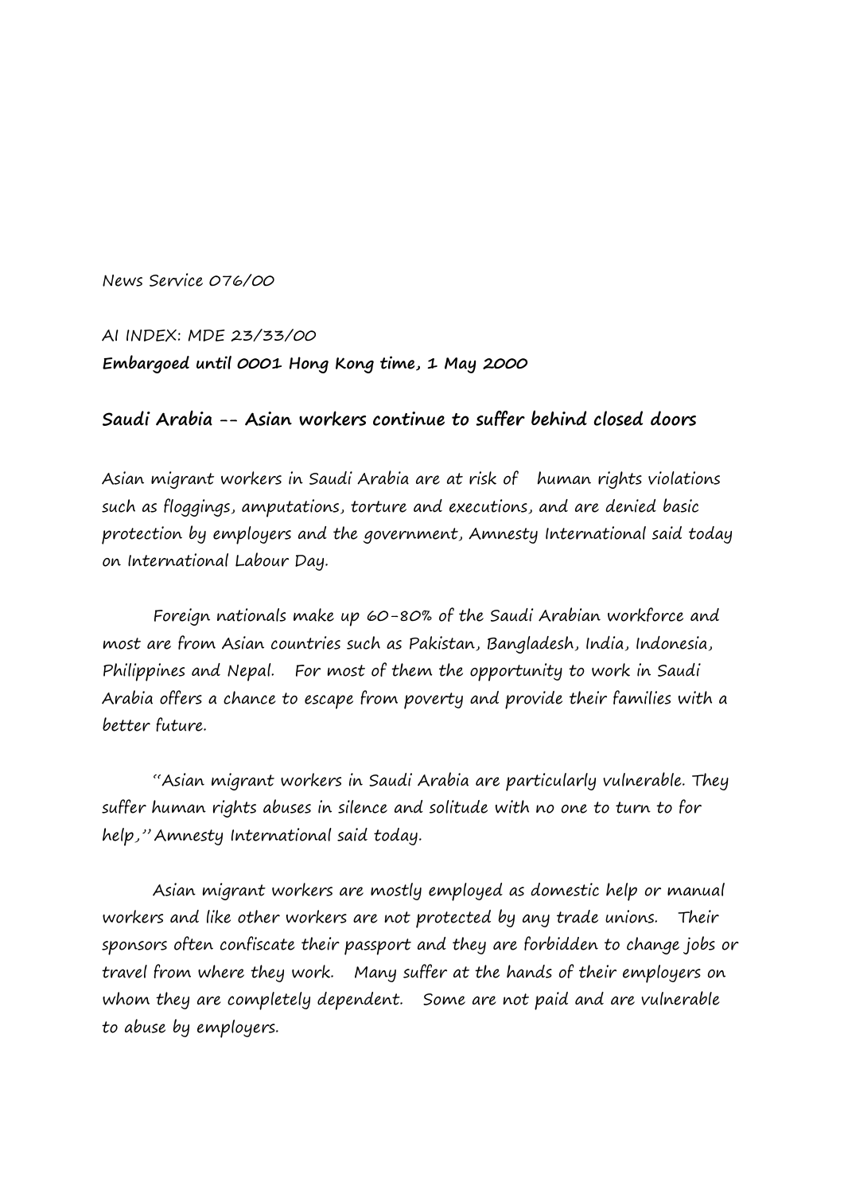News Service 076/00

AI INDEX: MDE 23/33/00

**Embargoed until 0001 Hong Kong time, 1 May 2000**

## Saudi Arabia -- Asian workers continue to suffer behind closed doors

Asian migrant workers in Saudi Arabia are at risk of human rights violations such as floggings, amputations, torture and executions, and are denied basic protection by employers and the government, Amnesty International said today on International Labour Day.

Foreign nationals make up 60-80% of the Saudi Arabian workforce and most are from Asian countries such as Pakistan, Bangladesh, India, Indonesia, Philippines and Nepal. For most of them the opportunity to work in Saudi Arabia offers a chance to escape from poverty and provide their families with a better future.

"Asian migrant workers in Saudi Arabia are particularly vulnerable. They suffer human rights abuses in silence and solitude with no one to turn to for help," Amnesty International said today.

Asian migrant workers are mostly employed as domestic help or manual workers and like other workers are not protected by any trade unions. Their sponsors often confiscate their passport and they are forbidden to change jobs or travel from where they work. Many suffer at the hands of their employers on whom they are completely dependent. Some are not paid and are vulnerable to abuse by employers.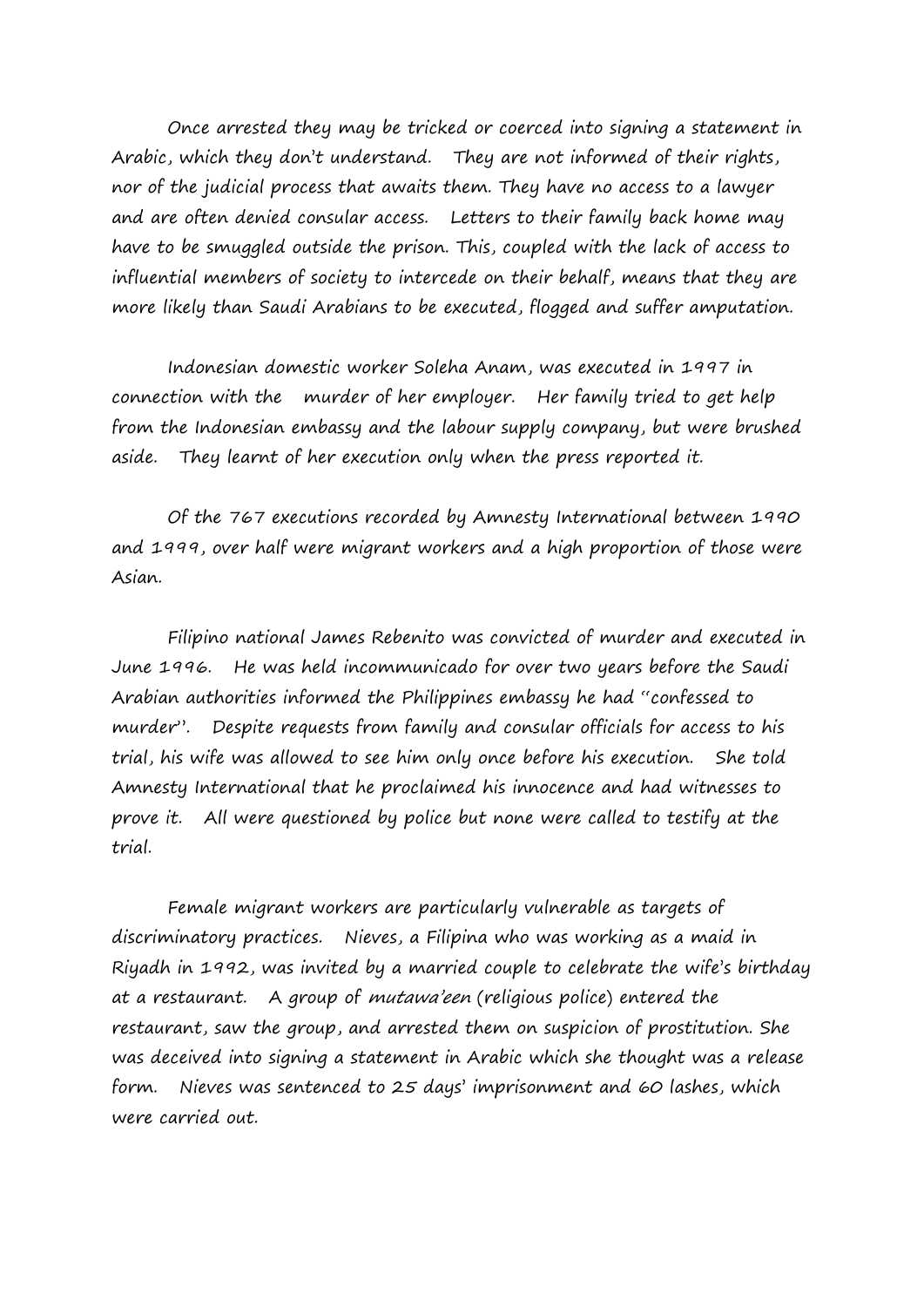Once arrested they may be tricked or coerced into signing a statement in Arabic, which they don't understand. They are not informed of their rights, nor of the judicial process that awaits them. They have no access to a lawyer and are often denied consular access. Letters to their family back home may have to be smuggled outside the prison. This, coupled with the lack of access to influential members of society to intercede on their behalf, means that they are more likely than Saudi Arabians to be executed, flogged and suffer amputation.

Indonesian domestic worker Soleha Anam, was executed in 1997 in connection with the murder of her employer. Her family tried to get help from the Indonesian embassy and the labour supply company, but were brushed aside. They learnt of her execution only when the press reported it.

Of the 767 executions recorded by Amnesty International between 1990 and 1999, over half were migrant workers and a high proportion of those were Asian.

Filipino national James Rebenito was convicted of murder and executed in June 1996. He was held incommunicado for over two years before the Saudi Arabian authorities informed the Philippines embassy he had "confessed to murder". Despite requests from family and consular officials for access to his trial, his wife was allowed to see him only once before his execution. She told Amnesty International that he proclaimed his innocence and had witnesses to prove it. All were questioned by police but none were called to testify at the trial.

Female migrant workers are particularly vulnerable as targets of discriminatory practices. Nieves, a Filipina who was working as a maid in Riyadh in 1992, was invited by a married couple to celebrate the wife's birthday at a restaurant. A group of *mutawa'een* (religious police) entered the restaurant, saw the group, and arrested them on suspicion of prostitution. She was deceived into signing a statement in Arabic which she thought was a release form. Nieves was sentenced to 25 days' imprisonment and 60 lashes, which were carried out.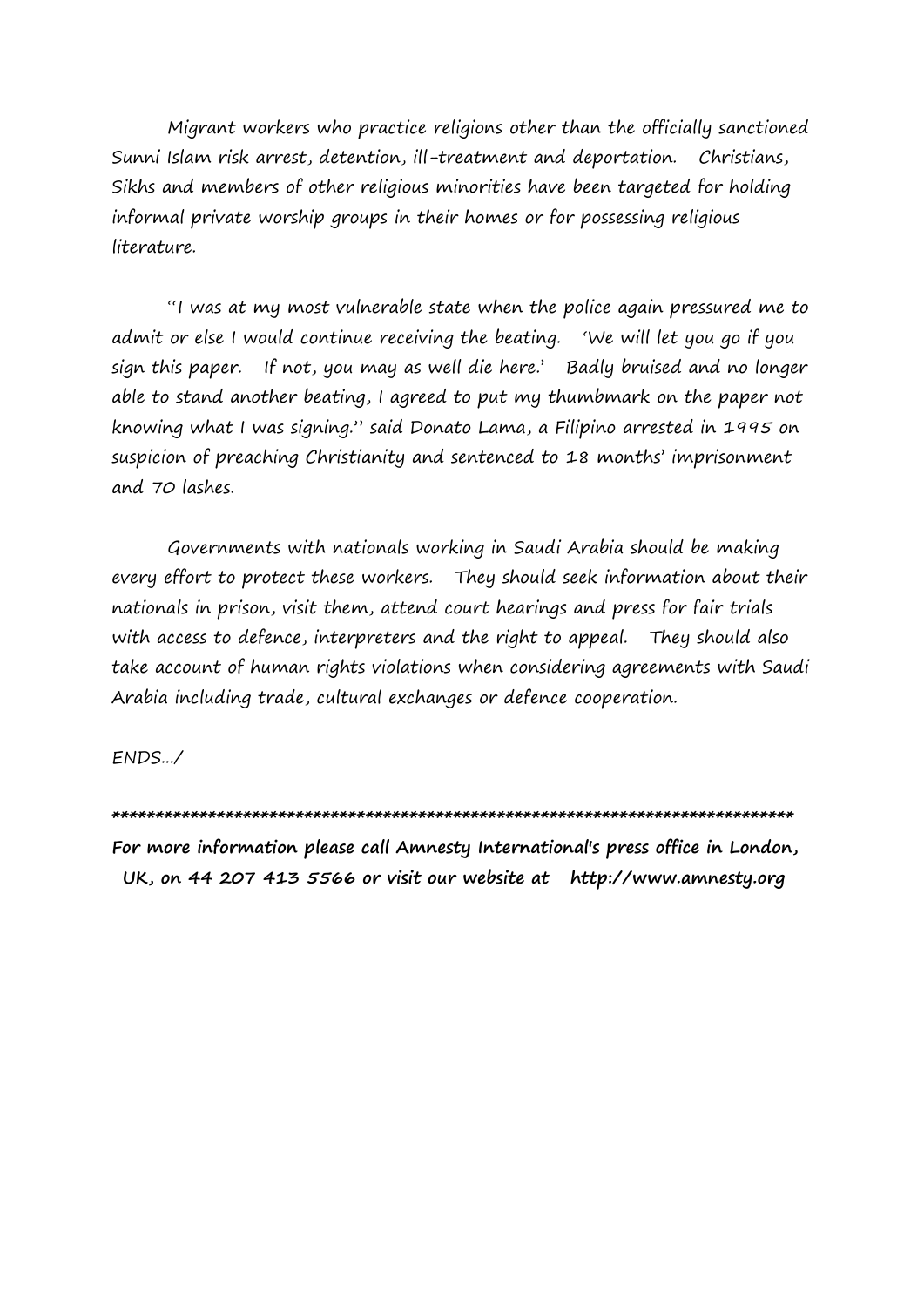Migrant workers who practice religions other than the officially sanctioned Sunni Islam risk arrest, detention, ill-treatment and deportation. Christians, Sikhs and members of other religious minorities have been targeted for holding informal private worship groups in their homes or for possessing religious literature.

"I was at my most vulnerable state when the police again pressured me to admit or else I would continue receiving the beating. 'We will let you go if you sign this paper. If not, you may as well die here.' Badly bruised and no longer able to stand another beating, I agreed to put my thumbmark on the paper not knowing what I was signing." said Donato Lama, a Filipino arrested in 1995 on suspicion of preaching Christianity and sentenced to 18 months' imprisonment and 70 lashes.

Governments with nationals working in Saudi Arabia should be making every effort to protect these workers. They should seek information about their nationals in prison, visit them, attend court hearings and press for fair trials with access to defence, interpreters and the right to appeal. They should also take account of human rights violations when considering agreements with Saudi Arabia including trade, cultural exchanges or defence cooperation.

ENDS.../

**********************************************************************************

**For more information please call Amnesty International's press office in London, UK, on 44 207 413 5566 or visit our website at http://www.amnesty.org**